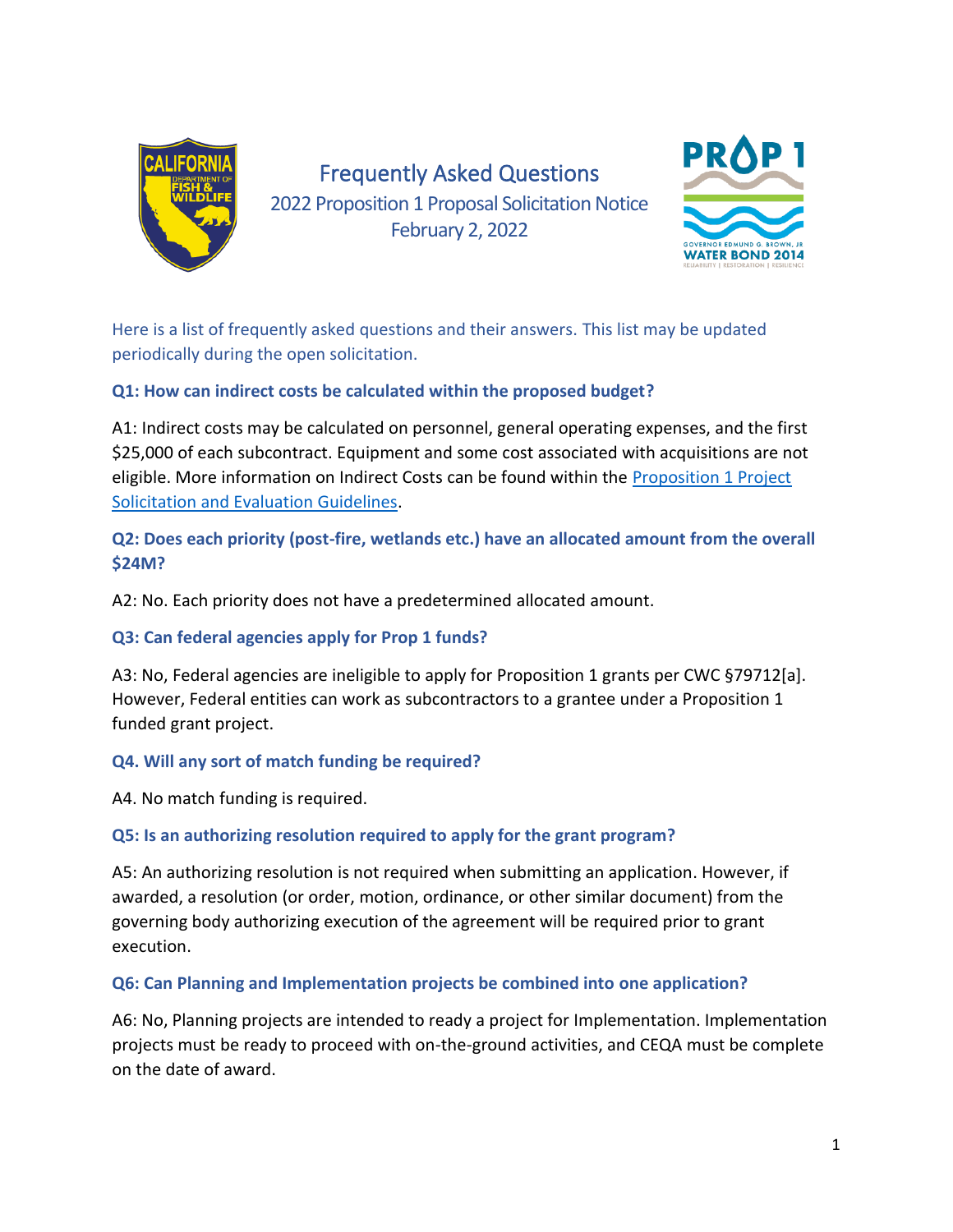# Frequently Asked Questions

## 2022 Proposition 1 Proposal Solicitation Notice

February 2, 2022

Here is a list of frequently asked questions and their answers. This list may be updated periodically during the open solicitation.

**Q1: How can indirect costs be calculated within the proposed budget?**

A1: Indirect costs may be calculated on personnel, general operating expenses, and the first $25,000 of each subcontract. Equipment and some cost associated with acquisitions are not eligible. More information on Indirect Costs can be found within the [Proposition 1 Project Solicitation and Evaluation Guidelines].

**Q2: Does each priority (post-fire, wetlands etc.) have an allocated amount from the overall $24M?**

A2: No. Each priority does not have a predetermined allocated amount.

**Q3: Can federal agencies apply for Prop 1 funds?**

A3: No, Federal agencies are ineligible to apply for Proposition 1 grants per CWC §79712[a]. However, Federal entities can work as subcontractors to a grantee under a Proposition 1 funded grant project.

**Q4. Will any sort of match funding be required?**

A4. No match funding is required.

**Q5: Is an authorizing resolution required to apply for the grant program?**

A5: An authorizing resolution is not required when submitting an application. However, if awarded, a resolution (or order, motion, ordinance, or other similar document) from the governing body authorizing execution of the agreement will be required prior to grant execution.

**Q6: Can Planning and Implementation projects be combined into one application?**

A6: No, Planning projects are intended to ready a project for Implementation. Implementation projects must be ready to proceed with on-the-ground activities, and CEQA must be complete on the date of award.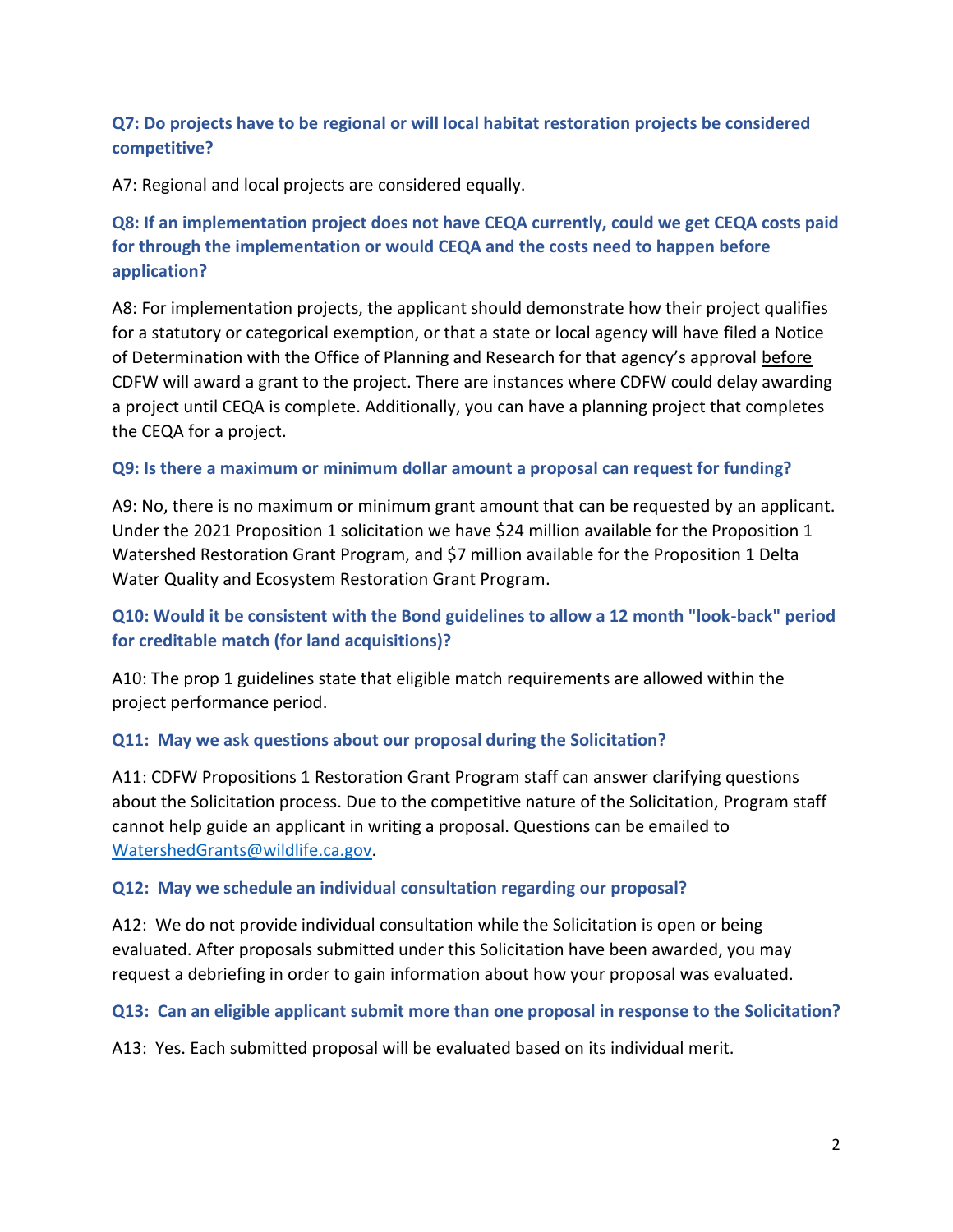### Q7: Do projects have to be regional or will local habitat restoration projects be considered competitive?

A7: Regional and local projects are considered equally.

### Q8: If an implementation project does not have CEQA currently, could we get CEQA costs paid for through the implementation or would CEQA and the costs need to happen before application?

A8: For implementation projects, the applicant should demonstrate how their project qualifies for a statutory or categorical exemption, or that a state or local agency will have filed a Notice of Determination with the Office of Planning and Research for that agency's approval <u>before</u> CDFW will award a grant to the project. There are instances where CDFW could delay awarding a project until CEQA is complete. Additionally, you can have a planning project that completes the CEQA for a project.

### Q9: Is there a maximum or minimum dollar amount a proposal can request for funding?

A9: No, there is no maximum or minimum grant amount that can be requested by an applicant. Under the 2021 Proposition 1 solicitation we have $24 million available for the Proposition 1 Watershed Restoration Grant Program, and $7 million available for the Proposition 1 Delta Water Quality and Ecosystem Restoration Grant Program.

### Q10: Would it be consistent with the Bond guidelines to allow a 12 month "look-back" period for creditable match (for land acquisitions)?

A10: The prop 1 guidelines state that eligible match requirements are allowed within the project performance period.

### Q11: May we ask questions about our proposal during the Solicitation?

A11: CDFW Propositions 1 Restoration Grant Program staff can answer clarifying questions about the Solicitation process. Due to the competitive nature of the Solicitation, Program staff cannot help guide an applicant in writing a proposal. Questions can be emailed to [WatershedGrants@wildlife.ca.gov](mailto:WatershedGrants@wildlife.ca.gov).

### Q12: May we schedule an individual consultation regarding our proposal?

A12: We do not provide individual consultation while the Solicitation is open or being evaluated. After proposals submitted under this Solicitation have been awarded, you may request a debriefing in order to gain information about how your proposal was evaluated.

### Q13: Can an eligible applicant submit more than one proposal in response to the Solicitation?

A13: Yes. Each submitted proposal will be evaluated based on its individual merit.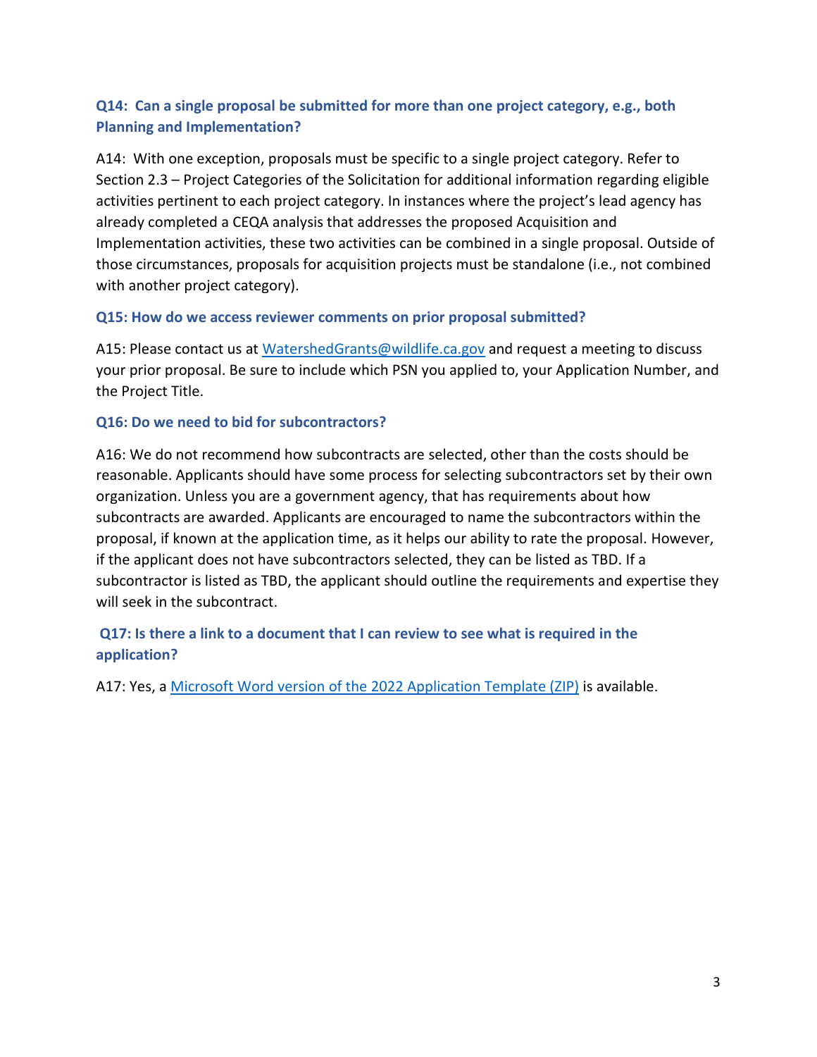**Q14: Can a single proposal be submitted for more than one project category, e.g., both Planning and Implementation?**

A14: With one exception, proposals must be specific to a single project category. Refer to Section 2.3 – Project Categories of the Solicitation for additional information regarding eligible activities pertinent to each project category. In instances where the project's lead agency has already completed a CEQA analysis that addresses the proposed Acquisition and Implementation activities, these two activities can be combined in a single proposal. Outside of those circumstances, proposals for acquisition projects must be standalone (i.e., not combined with another project category).

**Q15: How do we access reviewer comments on prior proposal submitted?**

A15: Please contact us at [WatershedGrants@wildlife.ca.gov](mailto:WatershedGrants@wildlife.ca.gov) and request a meeting to discuss your prior proposal. Be sure to include which PSN you applied to, your Application Number, and the Project Title.

**Q16: Do we need to bid for subcontractors?**

A16: We do not recommend how subcontracts are selected, other than the costs should be reasonable. Applicants should have some process for selecting subcontractors set by their own organization. Unless you are a government agency, that has requirements about how subcontracts are awarded. Applicants are encouraged to name the subcontractors within the proposal, if known at the application time, as it helps our ability to rate the proposal. However, if the applicant does not have subcontractors selected, they can be listed as TBD. If a subcontractor is listed as TBD, the applicant should outline the requirements and expertise they will seek in the subcontract.

**Q17: Is there a link to a document that I can review to see what is required in the application?**

A17: Yes, a Microsoft Word version of the 2022 Application Template (ZIP) is available.